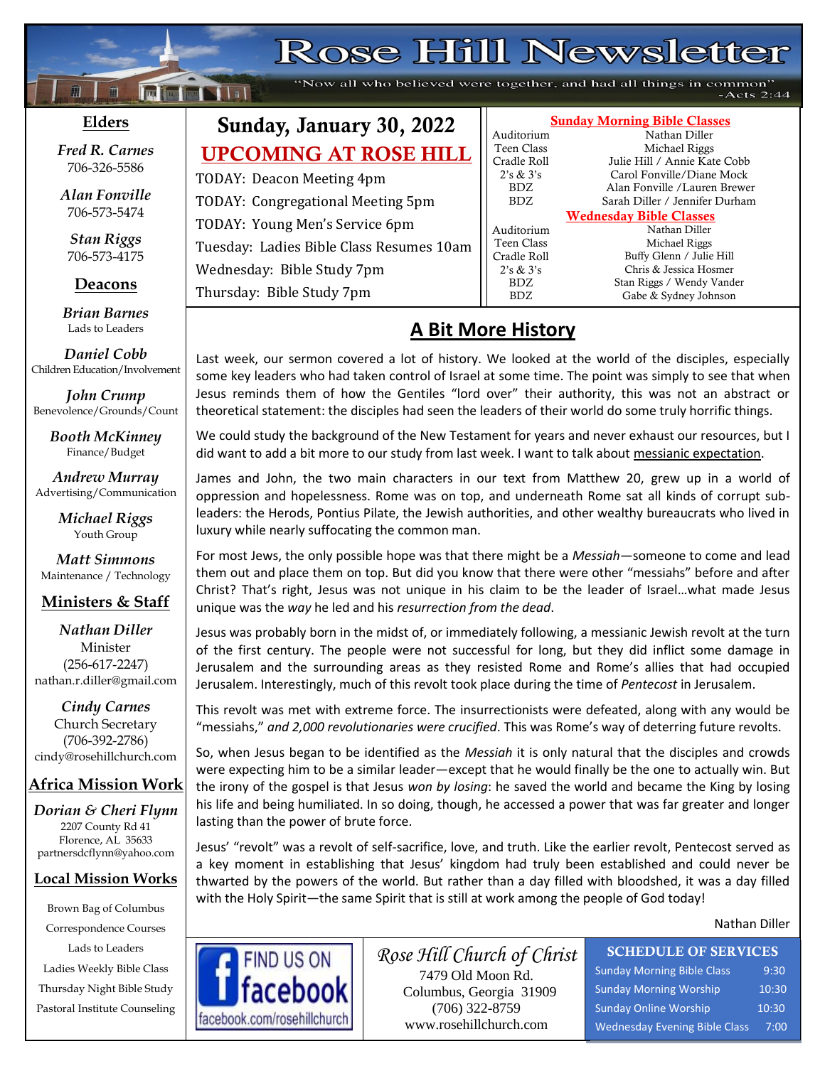# Rose Hill Newsletter

"Now all who believed were together, and had all things in common" -Acts 2:44

## Sunday, January 30, 2022

## UPCOMING AT ROSE HILL

TODAY: Deacon Meeting 4pm

TODAY: Congregational Meeting 5pm

TODAY: Young Men's Service 6pm

Tuesday: Ladies Bible Class Resumes 10am

Wednesday: Bible Study 7pm

Thursday: Bible Study 7pm

### Sunday Morning Bible Classes

| Class | Teacher |
|---|---|
| Auditorium | Nathan Diller |
| Teen Class | Michael Riggs |
| Cradle Roll | Julie Hill / Annie Kate Cobb |
| 2's & 3's | Carol Fonville/Diane Mock |
| BDZ | Alan Fonville /Lauren Brewer |
| BDZ | Sarah Diller / Jennifer Durham |

### Wednesday Bible Classes

| Class | Teacher |
|---|---|
| Auditorium | Nathan Diller |
| Teen Class | Michael Riggs |
| Cradle Roll | Buffy Glenn / Julie Hill |
| 2's & 3's | Chris & Jessica Hosmer |
| BDZ | Stan Riggs / Wendy Vander |
| BDZ | Gabe & Sydney Johnson |

## A Bit More History

Last week, our sermon covered a lot of history. We looked at the world of the disciples, especially some key leaders who had taken control of Israel at some time. The point was simply to see that when Jesus reminds them of how the Gentiles "lord over" their authority, this was not an abstract or theoretical statement: the disciples had seen the leaders of their world do some truly horrific things.

We could study the background of the New Testament for years and never exhaust our resources, but I did want to add a bit more to our study from last week. I want to talk about messianic expectation.

James and John, the two main characters in our text from Matthew 20, grew up in a world of oppression and hopelessness. Rome was on top, and underneath Rome sat all kinds of corrupt sub-leaders: the Herods, Pontius Pilate, the Jewish authorities, and other wealthy bureaucrats who lived in luxury while nearly suffocating the common man.

For most Jews, the only possible hope was that there might be a *Messiah*—someone to come and lead them out and place them on top. But did you know that there were other "messiahs" before and after Christ? That's right, Jesus was not unique in his claim to be the leader of Israel…what made Jesus unique was the *way* he led and his *resurrection from the dead*.

Jesus was probably born in the midst of, or immediately following, a messianic Jewish revolt at the turn of the first century. The people were not successful for long, but they did inflict some damage in Jerusalem and the surrounding areas as they resisted Rome and Rome's allies that had occupied Jerusalem. Interestingly, much of this revolt took place during the time of *Pentecost* in Jerusalem.

This revolt was met with extreme force. The insurrectionists were defeated, along with any would be "messiahs," *and 2,000 revolutionaries were crucified*. This was Rome's way of deterring future revolts.

So, when Jesus began to be identified as the *Messiah* it is only natural that the disciples and crowds were expecting him to be a similar leader—except that he would finally be the one to actually win. But the irony of the gospel is that Jesus *won by losing*: he saved the world and became the King by losing his life and being humiliated. In so doing, though, he accessed a power that was far greater and longer lasting than the power of brute force.

Jesus' "revolt" was a revolt of self-sacrifice, love, and truth. Like the earlier revolt, Pentecost served as a key moment in establishing that Jesus' kingdom had truly been established and could never be thwarted by the powers of the world. But rather than a day filled with bloodshed, it was a day filled with the Holy Spirit—the same Spirit that is still at work among the people of God today!

Nathan Diller

## Elders

*Fred R. Carnes*
706-326-5586

*Alan Fonville*
706-573-5474

*Stan Riggs*
706-573-4175

## Deacons

*Brian Barnes* – Lads to Leaders

*Daniel Cobb* – Children Education/Involvement

*John Crump* – Benevolence/Grounds/Count

*Booth McKinney* – Finance/Budget

*Andrew Murray* – Advertising/Communication

*Michael Riggs* – Youth Group

*Matt Simmons* – Maintenance / Technology

## Ministers & Staff

*Nathan Diller*
Minister
(256-617-2247)
nathan.r.diller@gmail.com

*Cindy Carnes*
Church Secretary
(706-392-2786)
cindy@rosehillchurch.com

## Africa Mission Work

*Dorian & Cheri Flynn*
2207 County Rd 41
Florence, AL 35633
partnersdcflynn@yahoo.com

## Local Mission Works

- Brown Bag of Columbus
- Correspondence Courses
- Lads to Leaders
- Ladies Weekly Bible Class
- Thursday Night Bible Study
- Pastoral Institute Counseling

FIND US ON facebook
facebook.com/rosehillchurch

*Rose Hill Church of Christ*
7479 Old Moon Rd.
Columbus, Georgia 31909
(706) 322-8759
www.rosehillchurch.com

### SCHEDULE OF SERVICES

| Service | Time |
|---|---|
| Sunday Morning Bible Class | 9:30 |
| Sunday Morning Worship | 10:30 |
| Sunday Online Worship | 10:30 |
| Wednesday Evening Bible Class | 7:00 |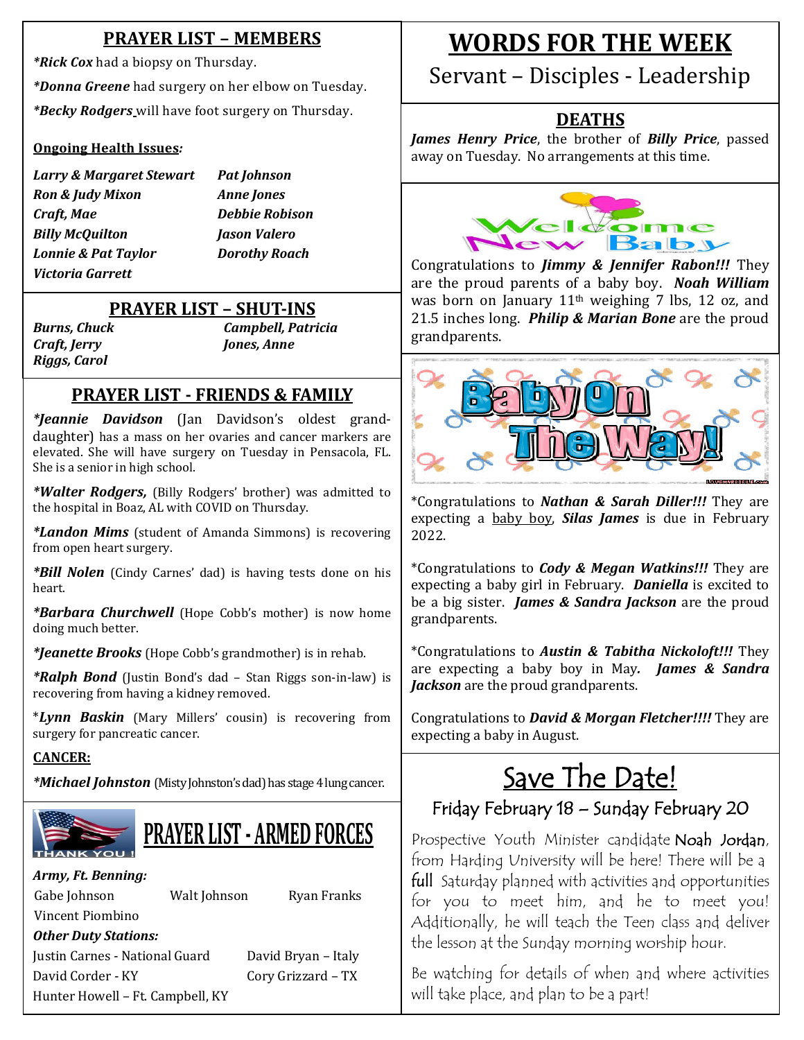## PRAYER LIST – MEMBERS

***Rick Cox** had a biopsy on Thursday.

***Donna Greene** had surgery on her elbow on Tuesday.

***Becky Rodgers** will have foot surgery on Thursday.

**Ongoing Health Issues:**

| | |
|---|---|
| ***Larry & Margaret Stewart*** | ***Pat Johnson*** |
| ***Ron & Judy Mixon*** | ***Anne Jones*** |
| ***Craft, Mae*** | ***Debbie Robison*** |
| ***Billy McQuilton*** | ***Jason Valero*** |
| ***Lonnie & Pat Taylor*** | ***Dorothy Roach*** |
| ***Victoria Garrett*** | |

## PRAYER LIST – SHUT-INS

| | |
|---|---|
| ***Burns, Chuck*** | ***Campbell, Patricia*** |
| ***Craft, Jerry*** | ***Jones, Anne*** |
| ***Riggs, Carol*** | |

## PRAYER LIST - FRIENDS & FAMILY

***Jeannie Davidson** (Jan Davidson's oldest granddaughter) has a mass on her ovaries and cancer markers are elevated. She will have surgery on Tuesday in Pensacola, FL. She is a senior in high school.

***Walter Rodgers,** (Billy Rodgers' brother) was admitted to the hospital in Boaz, AL with COVID on Thursday.

***Landon Mims** (student of Amanda Simmons) is recovering from open heart surgery.

***Bill Nolen** (Cindy Carnes' dad) is having tests done on his heart.

***Barbara Churchwell** (Hope Cobb's mother) is now home doing much better.

***Jeanette Brooks** (Hope Cobb's grandmother) is in rehab.

***Ralph Bond** (Justin Bond's dad – Stan Riggs son-in-law) is recovering from having a kidney removed.

***Lynn Baskin** (Mary Millers' cousin) is recovering from surgery for pancreatic cancer.

**CANCER:**

***Michael Johnston** (Misty Johnston's dad) has stage 4 lung cancer.

## PRAYER LIST - ARMED FORCES

***Army, Ft. Benning:***

Gabe Johnson, Walt Johnson, Ryan Franks, Vincent Piombino

***Other Duty Stations:***

| | |
|---|---|
| Justin Carnes - National Guard | David Bryan – Italy |
| David Corder - KY | Cory Grizzard – TX |
| Hunter Howell – Ft. Campbell, KY | |

# WORDS FOR THE WEEK

Servant – Disciples - Leadership

## DEATHS

***James Henry Price***, the brother of ***Billy Price***, passed away on Tuesday. No arrangements at this time.

Welcome New Baby

Congratulations to ***Jimmy & Jennifer Rabon!!!*** They are the proud parents of a baby boy. ***Noah William*** was born on January 11th weighing 7 lbs, 12 oz, and 21.5 inches long. ***Philip & Marian Bone*** are the proud grandparents.

Baby On The Way!

*Congratulations to ***Nathan & Sarah Diller!!!*** They are expecting a baby boy, ***Silas James*** is due in February 2022.

*Congratulations to ***Cody & Megan Watkins!!!*** They are expecting a baby girl in February. ***Daniella*** is excited to be a big sister. ***James & Sandra Jackson*** are the proud grandparents.

*Congratulations to ***Austin & Tabitha Nickoloft!!!*** They are expecting a baby boy in May. ***James & Sandra Jackson*** are the proud grandparents.

Congratulations to ***David & Morgan Fletcher!!!!*** They are expecting a baby in August.

## Save The Date!

### Friday February 18 – Sunday February 20

Prospective Youth Minister candidate Noah Jordan, from Harding University will be here! There will be a full Saturday planned with activities and opportunities for you to meet him, and he to meet you! Additionally, he will teach the Teen class and deliver the lesson at the Sunday morning worship hour.

Be watching for details of when and where activities will take place, and plan to be a part!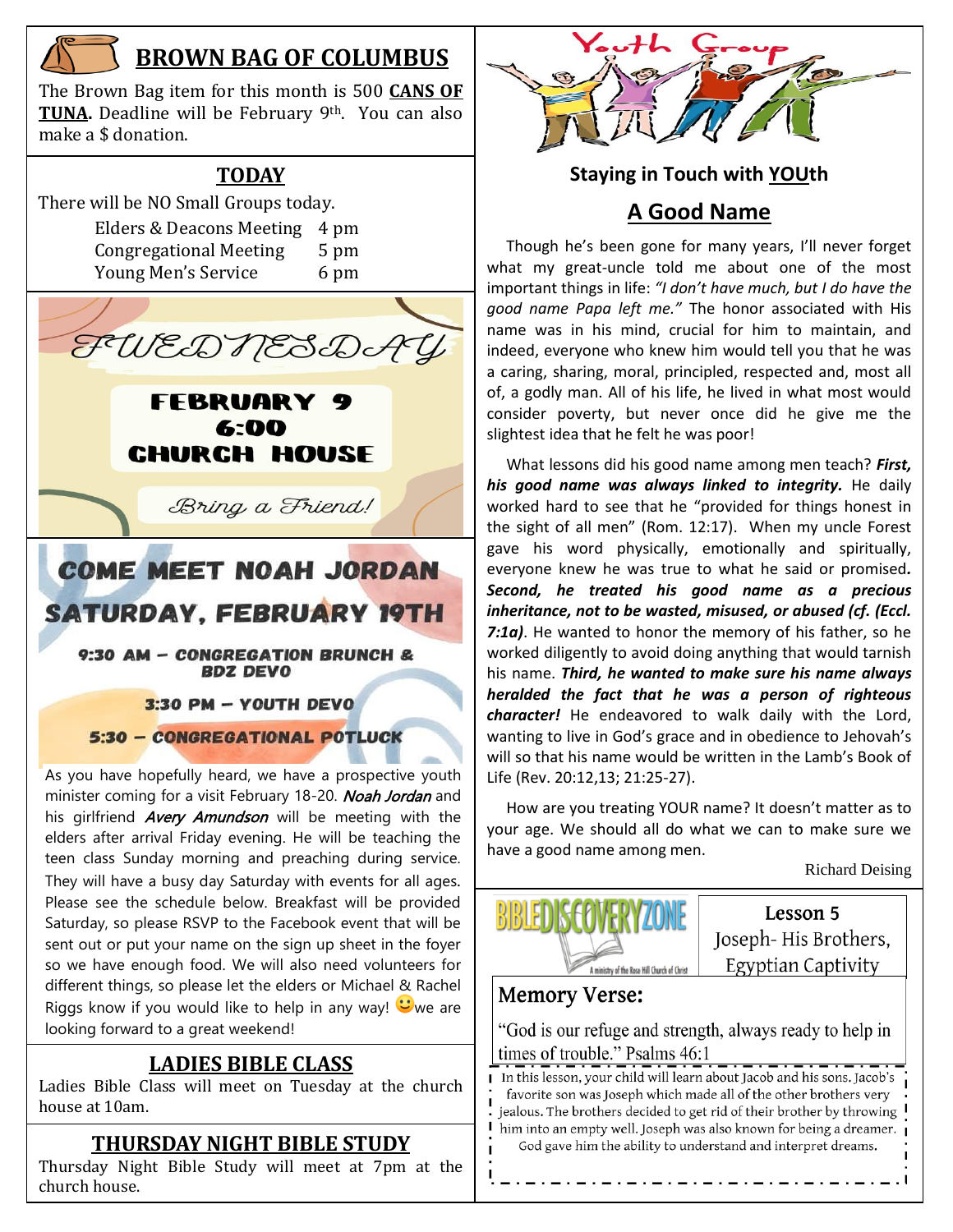## BROWN BAG OF COLUMBUS

The Brown Bag item for this month is 500 **CANS OF TUNA.** Deadline will be February 9th. You can also make a $ donation.

## TODAY

There will be NO Small Groups today.

| | |
|---|---|
| Elders & Deacons Meeting | 4 pm |
| Congregational Meeting | 5 pm |
| Young Men's Service | 6 pm |

## WEDNESDAY

**FEBRUARY 9**
**6:00**
**CHURCH HOUSE**

*Bring a Friend!*

## COME MEET NOAH JORDAN
## SATURDAY, FEBRUARY 19TH

**9:30 AM – CONGREGATION BRUNCH & BDZ DEVO**

**3:30 PM – YOUTH DEVO**

**5:30 – CONGREGATIONAL POTLUCK**

As you have hopefully heard, we have a prospective youth minister coming for a visit February 18-20. *Noah Jordan* and his girlfriend *Avery Amundson* will be meeting with the elders after arrival Friday evening. He will be teaching the teen class Sunday morning and preaching during service. They will have a busy day Saturday with events for all ages. Please see the schedule below. Breakfast will be provided Saturday, so please RSVP to the Facebook event that will be sent out or put your name on the sign up sheet in the foyer so we have enough food. We will also need volunteers for different things, so please let the elders or Michael & Rachel Riggs know if you would like to help in any way! 🙂 we are looking forward to a great weekend!

## LADIES BIBLE CLASS

Ladies Bible Class will meet on Tuesday at the church house at 10am.

## THURSDAY NIGHT BIBLE STUDY

Thursday Night Bible Study will meet at 7pm at the church house.

## Youth Group

### Staying in Touch with YOUth

## A Good Name

Though he's been gone for many years, I'll never forget what my great-uncle told me about one of the most important things in life: *"I don't have much, but I do have the good name Papa left me."* The honor associated with His name was in his mind, crucial for him to maintain, and indeed, everyone who knew him would tell you that he was a caring, sharing, moral, principled, respected and, most all of, a godly man. All of his life, he lived in what most would consider poverty, but never once did he give me the slightest idea that he felt he was poor!

What lessons did his good name among men teach? ***First, his good name was always linked to integrity.*** He daily worked hard to see that he "provided for things honest in the sight of all men" (Rom. 12:17). When my uncle Forest gave his word physically, emotionally and spiritually, everyone knew he was true to what he said or promised***. Second, he treated his good name as a precious inheritance, not to be wasted, misused, or abused (cf. (Eccl. 7:1a)***. He wanted to honor the memory of his father, so he worked diligently to avoid doing anything that would tarnish his name. ***Third, he wanted to make sure his name always heralded the fact that he was a person of righteous character!*** He endeavored to walk daily with the Lord, wanting to live in God's grace and in obedience to Jehovah's will so that his name would be written in the Lamb's Book of Life (Rev. 20:12,13; 21:25-27).

How are you treating YOUR name? It doesn't matter as to your age. We should all do what we can to make sure we have a good name among men.

Richard Deising

## BIBLE DISCOVERY ZONE

A ministry of the Rose Hill Church of Christ

**Lesson 5**
Joseph- His Brothers, Egyptian Captivity

### Memory Verse:

"God is our refuge and strength, always ready to help in times of trouble." Psalms 46:1

In this lesson, your child will learn about Jacob and his sons. Jacob's favorite son was Joseph which made all of the other brothers very jealous. The brothers decided to get rid of their brother by throwing him into an empty well. Joseph was also known for being a dreamer. God gave him the ability to understand and interpret dreams.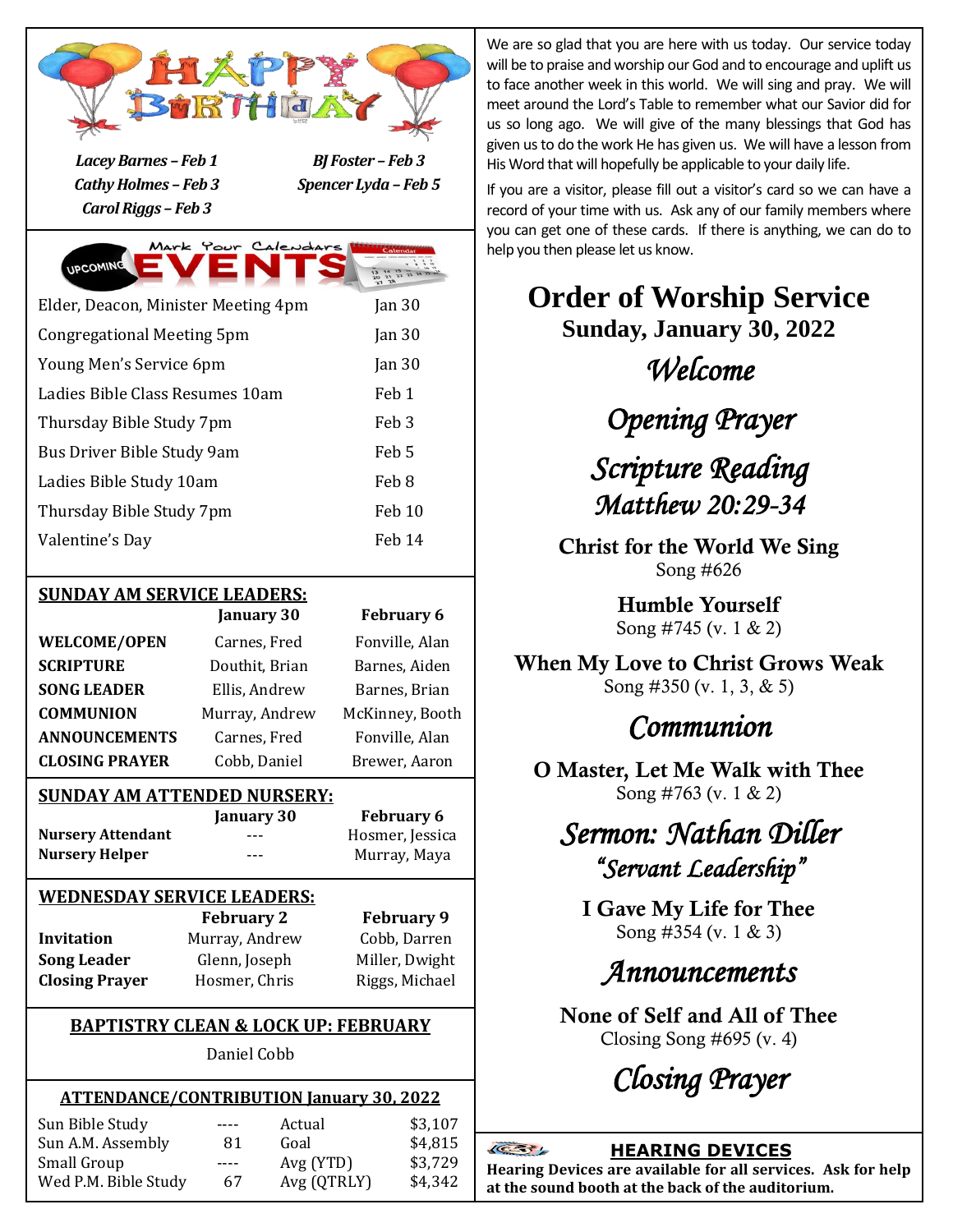# HAPPY BIRTHDAY

*Lacey Barnes – Feb 1*
*BJ Foster – Feb 3*
*Cathy Holmes – Feb 3*
*Spencer Lyda – Feb 5*
*Carol Riggs – Feb 3*

## UPCOMING EVENTS

Mark Your Calendars

| | |
|---|---|
| Elder, Deacon, Minister Meeting 4pm | Jan 30 |
| Congregational Meeting 5pm | Jan 30 |
| Young Men's Service 6pm | Jan 30 |
| Ladies Bible Class Resumes 10am | Feb 1 |
| Thursday Bible Study 7pm | Feb 3 |
| Bus Driver Bible Study 9am | Feb 5 |
| Ladies Bible Study 10am | Feb 8 |
| Thursday Bible Study 7pm | Feb 10 |
| Valentine's Day | Feb 14 |

## SUNDAY AM SERVICE LEADERS:

| | January 30 | February 6 |
|---|---|---|
| **WELCOME/OPEN** | Carnes, Fred | Fonville, Alan |
| **SCRIPTURE** | Douthit, Brian | Barnes, Aiden |
| **SONG LEADER** | Ellis, Andrew | Barnes, Brian |
| **COMMUNION** | Murray, Andrew | McKinney, Booth |
| **ANNOUNCEMENTS** | Carnes, Fred | Fonville, Alan |
| **CLOSING PRAYER** | Cobb, Daniel | Brewer, Aaron |

## SUNDAY AM ATTENDED NURSERY:

| | January 30 | February 6 |
|---|---|---|
| **Nursery Attendant** | --- | Hosmer, Jessica |
| **Nursery Helper** | --- | Murray, Maya |

## WEDNESDAY SERVICE LEADERS:

| | February 2 | February 9 |
|---|---|---|
| **Invitation** | Murray, Andrew | Cobb, Darren |
| **Song Leader** | Glenn, Joseph | Miller, Dwight |
| **Closing Prayer** | Hosmer, Chris | Riggs, Michael |

## BAPTISTRY CLEAN & LOCK UP: FEBRUARY

Daniel Cobb

## ATTENDANCE/CONTRIBUTION January 30, 2022

| | | | |
|---|---|---|---|
| Sun Bible Study | ---- | Actual | $3,107 |
| Sun A.M. Assembly | 81 | Goal | $4,815 |
| Small Group | ---- | Avg (YTD) | $3,729 |
| Wed P.M. Bible Study | 67 | Avg (QTRLY) | $4,342 |

We are so glad that you are here with us today. Our service today will be to praise and worship our God and to encourage and uplift us to face another week in this world. We will sing and pray. We will meet around the Lord's Table to remember what our Savior did for us so long ago. We will give of the many blessings that God has given us to do the work He has given us. We will have a lesson from His Word that will hopefully be applicable to your daily life.

If you are a visitor, please fill out a visitor's card so we can have a record of your time with us. Ask any of our family members where you can get one of these cards. If there is anything, we can do to help you then please let us know.

# Order of Worship Service

**Sunday, January 30, 2022**

*Welcome*

*Opening Prayer*

*Scripture Reading*
*Matthew 20:29-34*

**Christ for the World We Sing**
Song #626

**Humble Yourself**
Song #745 (v. 1 & 2)

**When My Love to Christ Grows Weak**
Song #350 (v. 1, 3, & 5)

*Communion*

**O Master, Let Me Walk with Thee**
Song #763 (v. 1 & 2)

*Sermon: Nathan Diller*
*"Servant Leadership"*

**I Gave My Life for Thee**
Song #354 (v. 1 & 3)

*Announcements*

**None of Self and All of Thee**
Closing Song #695 (v. 4)

*Closing Prayer*

## HEARING DEVICES

**Hearing Devices are available for all services. Ask for help at the sound booth at the back of the auditorium.**